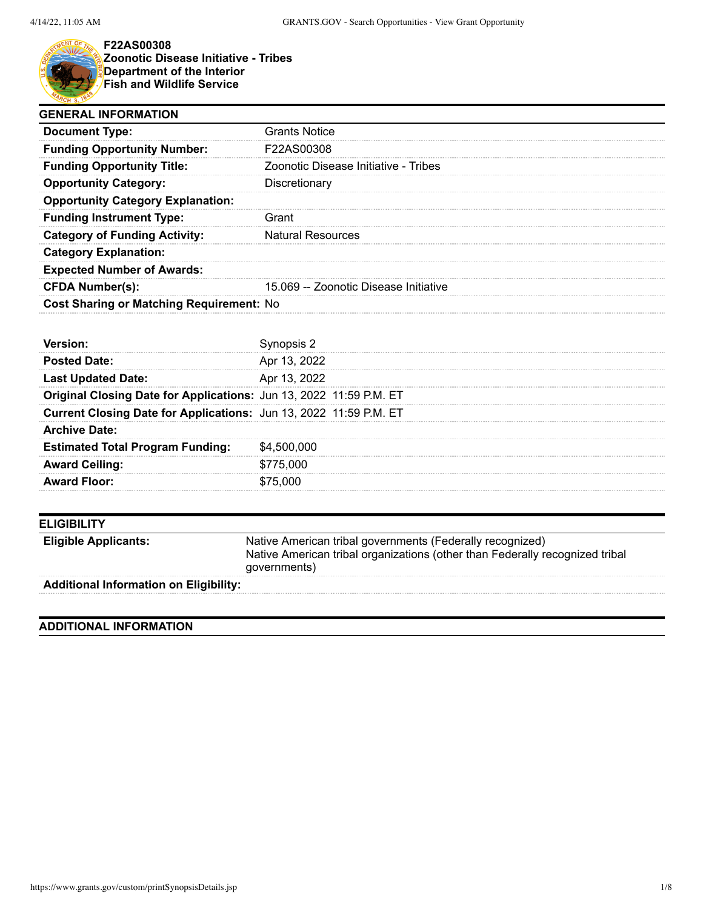**F22AS00308**
**Zoonotic Disease Initiative - Tribes**
**Department of the Interior**
**Fish and Wildlife Service**

## GENERAL INFORMATION

| | |
|---|---|
| **Document Type:** | Grants Notice |
| **Funding Opportunity Number:** | F22AS00308 |
| **Funding Opportunity Title:** | Zoonotic Disease Initiative - Tribes |
| **Opportunity Category:** | Discretionary |
| **Opportunity Category Explanation:** | |
| **Funding Instrument Type:** | Grant |
| **Category of Funding Activity:** | Natural Resources |
| **Category Explanation:** | |
| **Expected Number of Awards:** | |
| **CFDA Number(s):** | 15.069 -- Zoonotic Disease Initiative |
| **Cost Sharing or Matching Requirement:** | No |

| | |
|---|---|
| **Version:** | Synopsis 2 |
| **Posted Date:** | Apr 13, 2022 |
| **Last Updated Date:** | Apr 13, 2022 |
| **Original Closing Date for Applications:** | Jun 13, 2022 11:59 P.M. ET |
| **Current Closing Date for Applications:** | Jun 13, 2022 11:59 P.M. ET |
| **Archive Date:** | |
| **Estimated Total Program Funding:** | $4,500,000 |
| **Award Ceiling:** | $775,000 |
| **Award Floor:** | $75,000 |

## ELIGIBILITY

| | |
|---|---|
| **Eligible Applicants:** | Native American tribal governments (Federally recognized)<br>Native American tribal organizations (other than Federally recognized tribal governments) |
| **Additional Information on Eligibility:** | |

## ADDITIONAL INFORMATION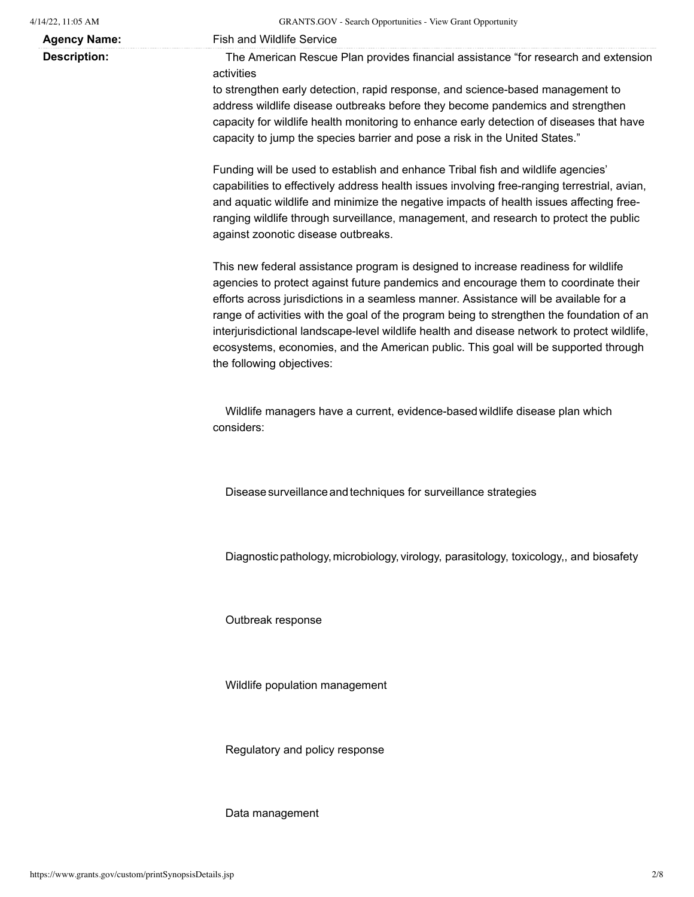**Agency Name:** Fish and Wildlife Service

**Description:**

The American Rescue Plan provides financial assistance "for research and extension activities
to strengthen early detection, rapid response, and science-based management to address wildlife disease outbreaks before they become pandemics and strengthen capacity for wildlife health monitoring to enhance early detection of diseases that have capacity to jump the species barrier and pose a risk in the United States."

Funding will be used to establish and enhance Tribal fish and wildlife agencies' capabilities to effectively address health issues involving free-ranging terrestrial, avian, and aquatic wildlife and minimize the negative impacts of health issues affecting free-ranging wildlife through surveillance, management, and research to protect the public against zoonotic disease outbreaks.

This new federal assistance program is designed to increase readiness for wildlife agencies to protect against future pandemics and encourage them to coordinate their efforts across jurisdictions in a seamless manner. Assistance will be available for a range of activities with the goal of the program being to strengthen the foundation of an interjurisdictional landscape-level wildlife health and disease network to protect wildlife, ecosystems, economies, and the American public. This goal will be supported through the following objectives:

Wildlife managers have a current, evidence-based wildlife disease plan which considers:

Disease surveillance and techniques for surveillance strategies

Diagnostic pathology, microbiology, virology, parasitology, toxicology,, and biosafety

Outbreak response

Wildlife population management

Regulatory and policy response

Data management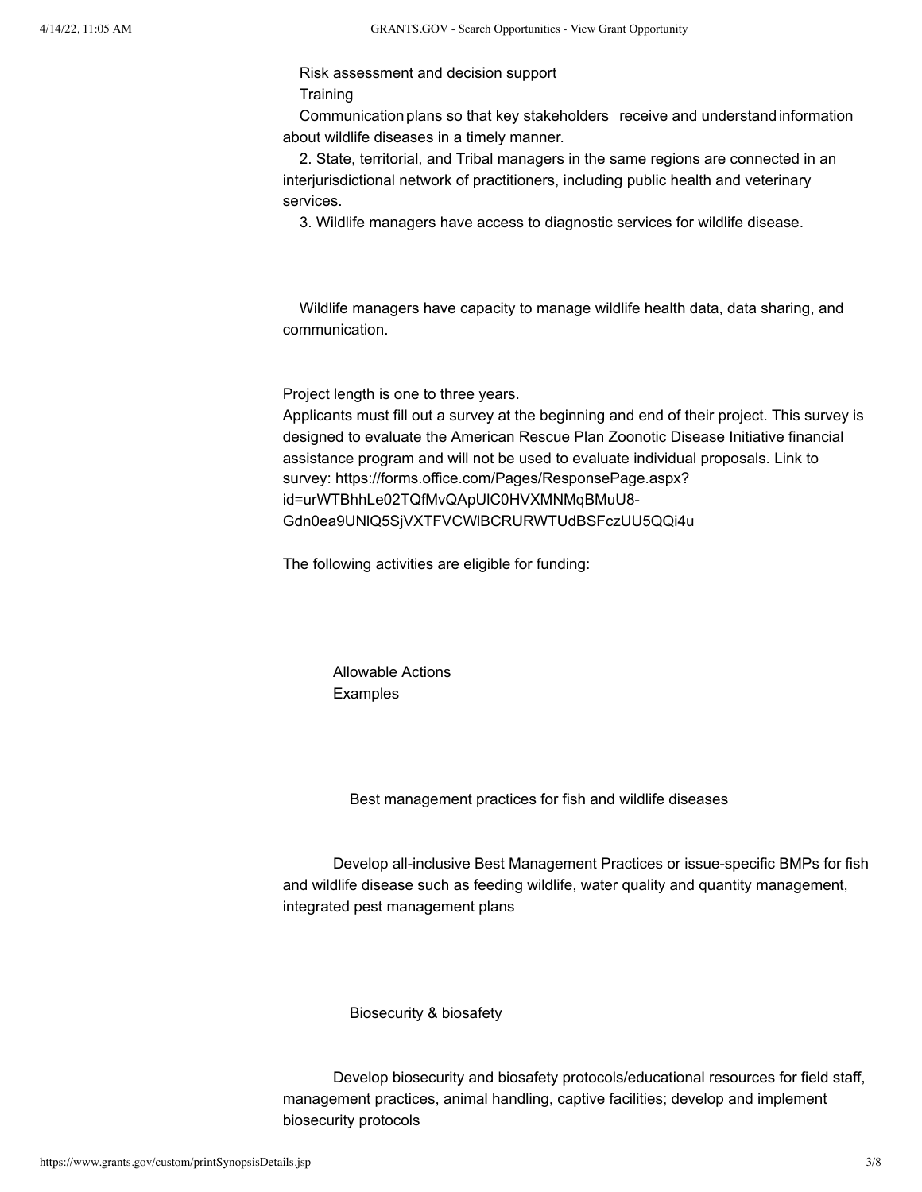Risk assessment and decision support

Training

Communication plans so that key stakeholders receive and understand information about wildlife diseases in a timely manner.

2. State, territorial, and Tribal managers in the same regions are connected in an interjurisdictional network of practitioners, including public health and veterinary services.

3. Wildlife managers have access to diagnostic services for wildlife disease.

Wildlife managers have capacity to manage wildlife health data, data sharing, and communication.

Project length is one to three years.

Applicants must fill out a survey at the beginning and end of their project. This survey is designed to evaluate the American Rescue Plan Zoonotic Disease Initiative financial assistance program and will not be used to evaluate individual proposals. Link to survey: https://forms.office.com/Pages/ResponsePage.aspx?id=urWTBhhLe02TQfMvQApUlC0HVXMNMqBMuU8-Gdn0ea9UNlQ5SjVXTFVCWlBCRURWTUdBSFczUU5QQi4u

The following activities are eligible for funding:

| Allowable Actions | Examples |
|---|---|
| Best management practices for fish and wildlife diseases | Develop all-inclusive Best Management Practices or issue-specific BMPs for fish and wildlife disease such as feeding wildlife, water quality and quantity management, integrated pest management plans |
| Biosecurity & biosafety | Develop biosecurity and biosafety protocols/educational resources for field staff, management practices, animal handling, captive facilities; develop and implement biosecurity protocols |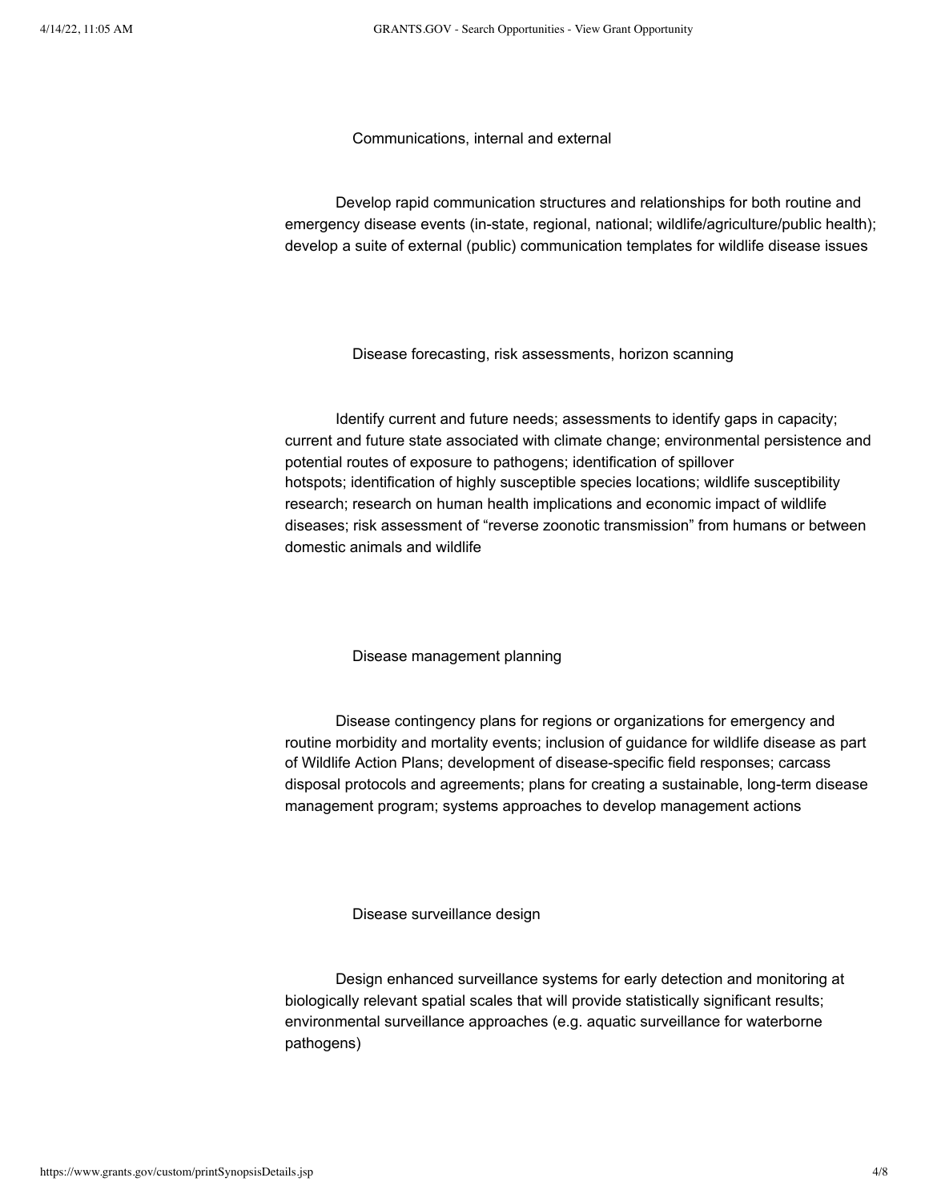Communications, internal and external

Develop rapid communication structures and relationships for both routine and emergency disease events (in-state, regional, national; wildlife/agriculture/public health); develop a suite of external (public) communication templates for wildlife disease issues

Disease forecasting, risk assessments, horizon scanning

Identify current and future needs; assessments to identify gaps in capacity; current and future state associated with climate change; environmental persistence and potential routes of exposure to pathogens; identification of spillover hotspots; identification of highly susceptible species locations; wildlife susceptibility research; research on human health implications and economic impact of wildlife diseases; risk assessment of "reverse zoonotic transmission" from humans or between domestic animals and wildlife

Disease management planning

Disease contingency plans for regions or organizations for emergency and routine morbidity and mortality events; inclusion of guidance for wildlife disease as part of Wildlife Action Plans; development of disease-specific field responses; carcass disposal protocols and agreements; plans for creating a sustainable, long-term disease management program; systems approaches to develop management actions

Disease surveillance design

Design enhanced surveillance systems for early detection and monitoring at biologically relevant spatial scales that will provide statistically significant results; environmental surveillance approaches (e.g. aquatic surveillance for waterborne pathogens)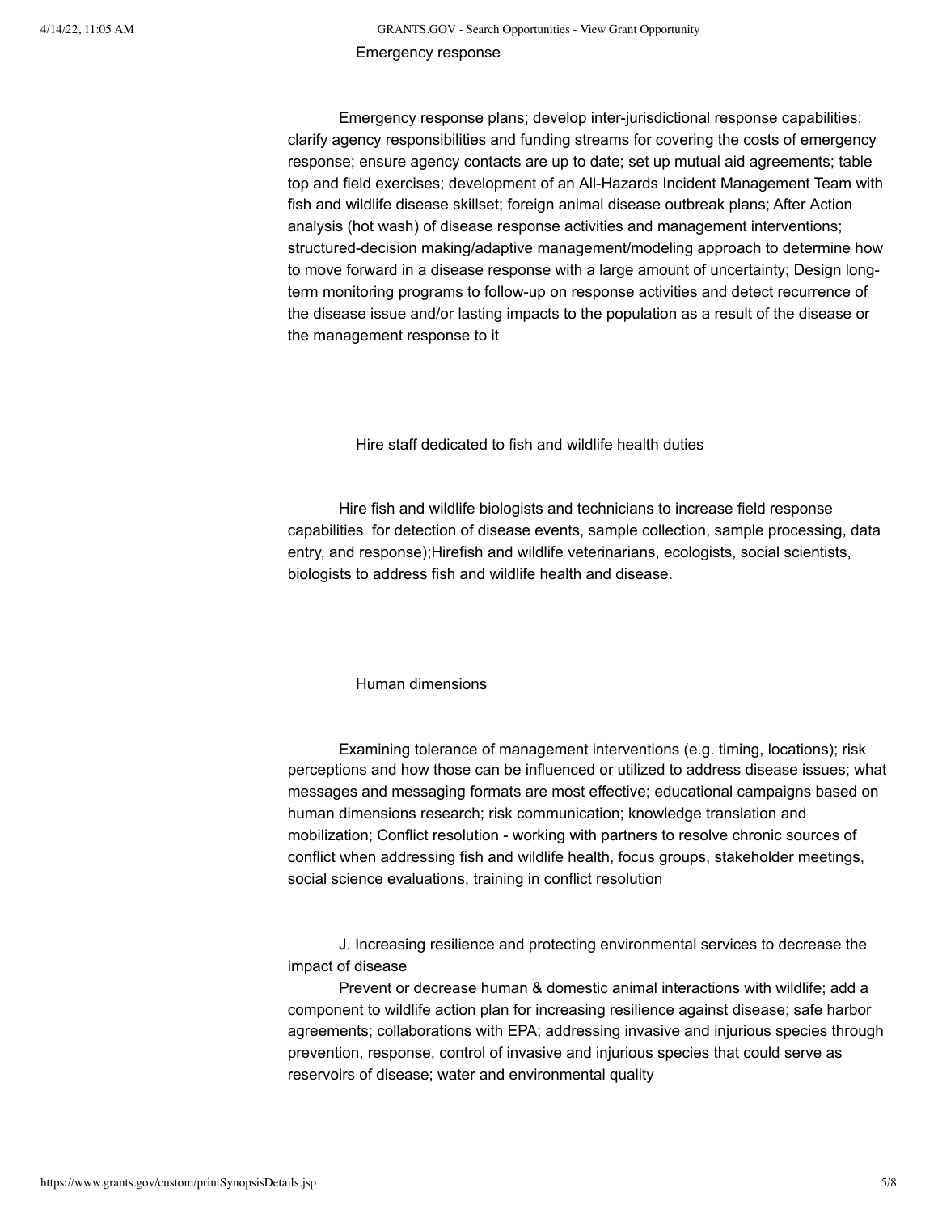Emergency response

Emergency response plans; develop inter-jurisdictional response capabilities; clarify agency responsibilities and funding streams for covering the costs of emergency response; ensure agency contacts are up to date; set up mutual aid agreements; table top and field exercises; development of an All-Hazards Incident Management Team with fish and wildlife disease skillset; foreign animal disease outbreak plans; After Action analysis (hot wash) of disease response activities and management interventions; structured-decision making/adaptive management/modeling approach to determine how to move forward in a disease response with a large amount of uncertainty; Design long-term monitoring programs to follow-up on response activities and detect recurrence of the disease issue and/or lasting impacts to the population as a result of the disease or the management response to it

Hire staff dedicated to fish and wildlife health duties

Hire fish and wildlife biologists and technicians to increase field response capabilities for detection of disease events, sample collection, sample processing, data entry, and response);Hirefish and wildlife veterinarians, ecologists, social scientists, biologists to address fish and wildlife health and disease.

Human dimensions

Examining tolerance of management interventions (e.g. timing, locations); risk perceptions and how those can be influenced or utilized to address disease issues; what messages and messaging formats are most effective; educational campaigns based on human dimensions research; risk communication; knowledge translation and mobilization; Conflict resolution - working with partners to resolve chronic sources of conflict when addressing fish and wildlife health, focus groups, stakeholder meetings, social science evaluations, training in conflict resolution

J. Increasing resilience and protecting environmental services to decrease the impact of disease

Prevent or decrease human & domestic animal interactions with wildlife; add a component to wildlife action plan for increasing resilience against disease; safe harbor agreements; collaborations with EPA; addressing invasive and injurious species through prevention, response, control of invasive and injurious species that could serve as reservoirs of disease; water and environmental quality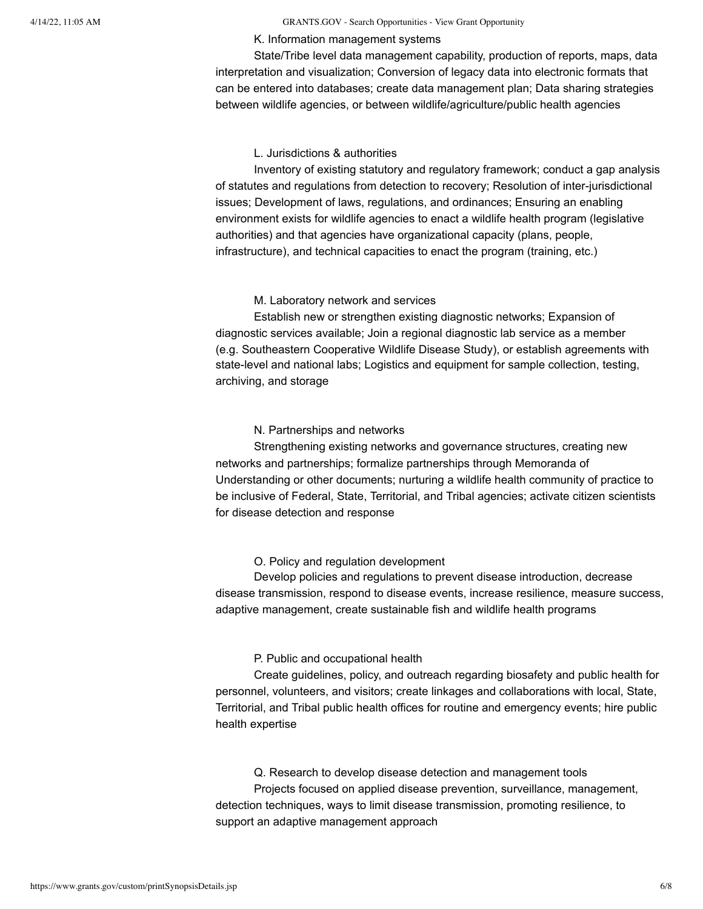K. Information management systems

State/Tribe level data management capability, production of reports, maps, data interpretation and visualization; Conversion of legacy data into electronic formats that can be entered into databases; create data management plan; Data sharing strategies between wildlife agencies, or between wildlife/agriculture/public health agencies

L. Jurisdictions & authorities

Inventory of existing statutory and regulatory framework; conduct a gap analysis of statutes and regulations from detection to recovery; Resolution of inter-jurisdictional issues; Development of laws, regulations, and ordinances; Ensuring an enabling environment exists for wildlife agencies to enact a wildlife health program (legislative authorities) and that agencies have organizational capacity (plans, people, infrastructure), and technical capacities to enact the program (training, etc.)

M. Laboratory network and services

Establish new or strengthen existing diagnostic networks; Expansion of diagnostic services available; Join a regional diagnostic lab service as a member (e.g. Southeastern Cooperative Wildlife Disease Study), or establish agreements with state-level and national labs; Logistics and equipment for sample collection, testing, archiving, and storage

N. Partnerships and networks

Strengthening existing networks and governance structures, creating new networks and partnerships; formalize partnerships through Memoranda of Understanding or other documents; nurturing a wildlife health community of practice to be inclusive of Federal, State, Territorial, and Tribal agencies; activate citizen scientists for disease detection and response

O. Policy and regulation development

Develop policies and regulations to prevent disease introduction, decrease disease transmission, respond to disease events, increase resilience, measure success, adaptive management, create sustainable fish and wildlife health programs

P. Public and occupational health

Create guidelines, policy, and outreach regarding biosafety and public health for personnel, volunteers, and visitors; create linkages and collaborations with local, State, Territorial, and Tribal public health offices for routine and emergency events; hire public health expertise

Q. Research to develop disease detection and management tools

Projects focused on applied disease prevention, surveillance, management, detection techniques, ways to limit disease transmission, promoting resilience, to support an adaptive management approach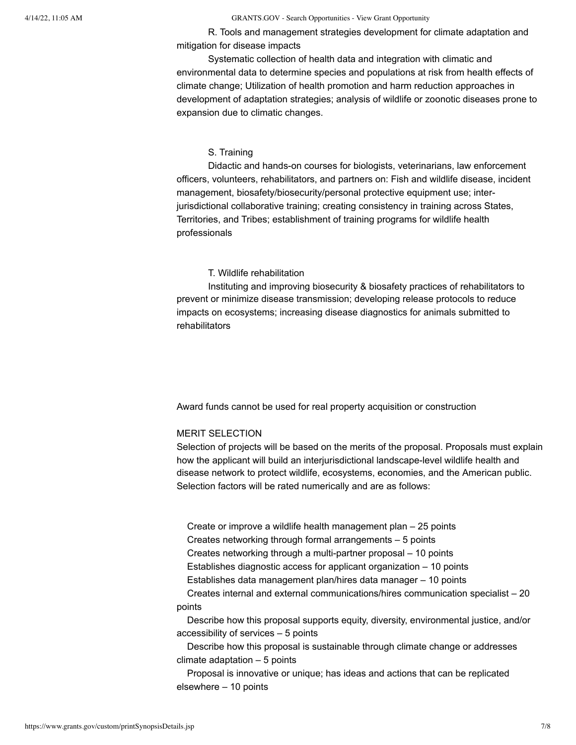R. Tools and management strategies development for climate adaptation and mitigation for disease impacts

Systematic collection of health data and integration with climatic and environmental data to determine species and populations at risk from health effects of climate change; Utilization of health promotion and harm reduction approaches in development of adaptation strategies; analysis of wildlife or zoonotic diseases prone to expansion due to climatic changes.

S. Training

Didactic and hands-on courses for biologists, veterinarians, law enforcement officers, volunteers, rehabilitators, and partners on: Fish and wildlife disease, incident management, biosafety/biosecurity/personal protective equipment use; inter-jurisdictional collaborative training; creating consistency in training across States, Territories, and Tribes; establishment of training programs for wildlife health professionals

T. Wildlife rehabilitation

Instituting and improving biosecurity & biosafety practices of rehabilitators to prevent or minimize disease transmission; developing release protocols to reduce impacts on ecosystems; increasing disease diagnostics for animals submitted to rehabilitators

Award funds cannot be used for real property acquisition or construction

MERIT SELECTION

Selection of projects will be based on the merits of the proposal. Proposals must explain how the applicant will build an interjurisdictional landscape-level wildlife health and disease network to protect wildlife, ecosystems, economies, and the American public. Selection factors will be rated numerically and are as follows:

- Create or improve a wildlife health management plan – 25 points
- Creates networking through formal arrangements – 5 points
- Creates networking through a multi-partner proposal – 10 points
- Establishes diagnostic access for applicant organization – 10 points
- Establishes data management plan/hires data manager – 10 points
- Creates internal and external communications/hires communication specialist – 20 points
- Describe how this proposal supports equity, diversity, environmental justice, and/or accessibility of services – 5 points
- Describe how this proposal is sustainable through climate change or addresses climate adaptation – 5 points
- Proposal is innovative or unique; has ideas and actions that can be replicated elsewhere – 10 points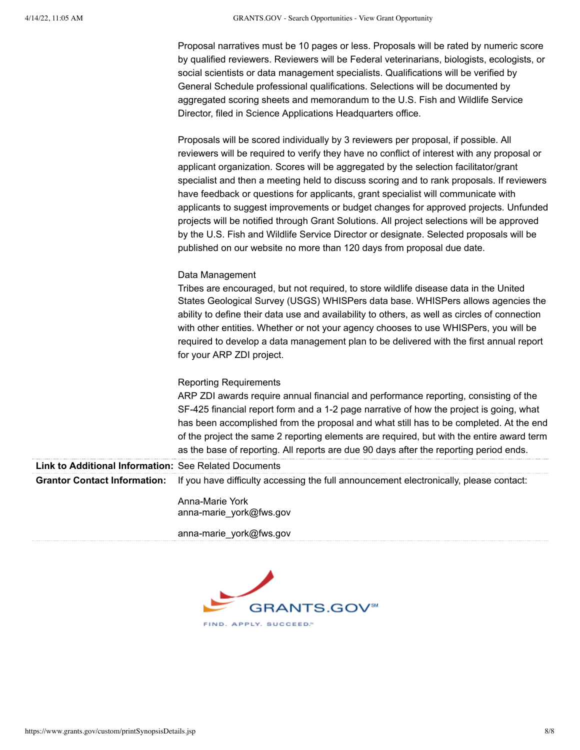Proposal narratives must be 10 pages or less. Proposals will be rated by numeric score by qualified reviewers. Reviewers will be Federal veterinarians, biologists, ecologists, or social scientists or data management specialists. Qualifications will be verified by General Schedule professional qualifications. Selections will be documented by aggregated scoring sheets and memorandum to the U.S. Fish and Wildlife Service Director, filed in Science Applications Headquarters office.

Proposals will be scored individually by 3 reviewers per proposal, if possible. All reviewers will be required to verify they have no conflict of interest with any proposal or applicant organization. Scores will be aggregated by the selection facilitator/grant specialist and then a meeting held to discuss scoring and to rank proposals. If reviewers have feedback or questions for applicants, grant specialist will communicate with applicants to suggest improvements or budget changes for approved projects. Unfunded projects will be notified through Grant Solutions. All project selections will be approved by the U.S. Fish and Wildlife Service Director or designate. Selected proposals will be published on our website no more than 120 days from proposal due date.

Data Management
Tribes are encouraged, but not required, to store wildlife disease data in the United States Geological Survey (USGS) WHISPers data base. WHISPers allows agencies the ability to define their data use and availability to others, as well as circles of connection with other entities. Whether or not your agency chooses to use WHISPers, you will be required to develop a data management plan to be delivered with the first annual report for your ARP ZDI project.

Reporting Requirements
ARP ZDI awards require annual financial and performance reporting, consisting of the SF-425 financial report form and a 1-2 page narrative of how the project is going, what has been accomplished from the proposal and what still has to be completed. At the end of the project the same 2 reporting elements are required, but with the entire award term as the base of reporting. All reports are due 90 days after the reporting period ends.

**Link to Additional Information:** See Related Documents

**Grantor Contact Information:** If you have difficulty accessing the full announcement electronically, please contact:

Anna-Marie York
anna-marie_york@fws.gov

anna-marie_york@fws.gov

GRANTS.GOV[SM]
FIND. APPLY. SUCCEED.[SM]